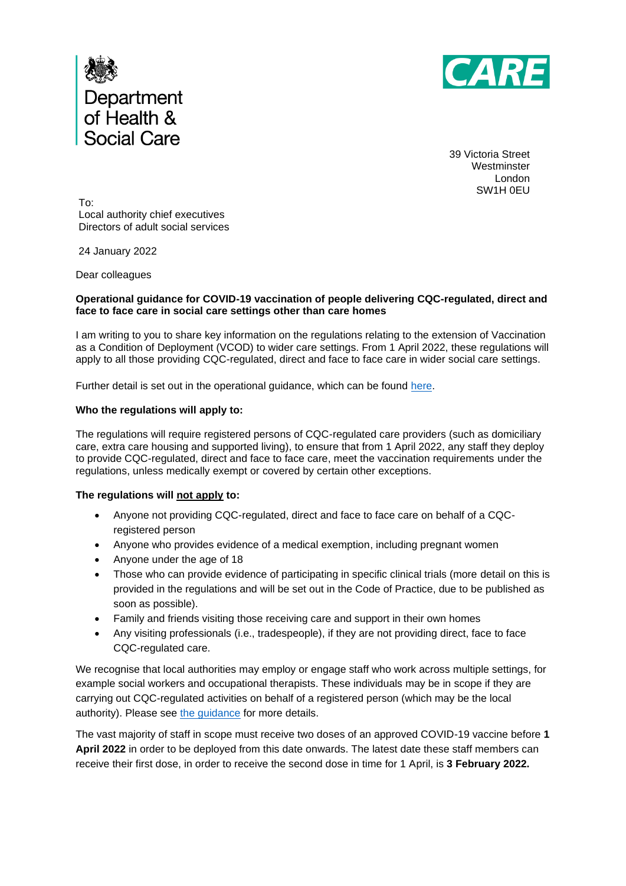Department of Health & Social Care

CARE

39 Victoria Street
Westminster
London
SW1H 0EU

To:
Local authority chief executives
Directors of adult social services

24 January 2022

Dear colleagues

**Operational guidance for COVID-19 vaccination of people delivering CQC-regulated, direct and face to face care in social care settings other than care homes**

I am writing to you to share key information on the regulations relating to the extension of Vaccination as a Condition of Deployment (VCOD) to wider care settings. From 1 April 2022, these regulations will apply to all those providing CQC-regulated, direct and face to face care in wider social care settings.

Further detail is set out in the operational guidance, which can be found here.

**Who the regulations will apply to:**

The regulations will require registered persons of CQC-regulated care providers (such as domiciliary care, extra care housing and supported living), to ensure that from 1 April 2022, any staff they deploy to provide CQC-regulated, direct and face to face care, meet the vaccination requirements under the regulations, unless medically exempt or covered by certain other exceptions.

**The regulations will <u>not apply</u> to:**

- Anyone not providing CQC-regulated, direct and face to face care on behalf of a CQC-registered person
- Anyone who provides evidence of a medical exemption, including pregnant women
- Anyone under the age of 18
- Those who can provide evidence of participating in specific clinical trials (more detail on this is provided in the regulations and will be set out in the Code of Practice, due to be published as soon as possible).
- Family and friends visiting those receiving care and support in their own homes
- Any visiting professionals (i.e., tradespeople), if they are not providing direct, face to face CQC-regulated care.

We recognise that local authorities may employ or engage staff who work across multiple settings, for example social workers and occupational therapists. These individuals may be in scope if they are carrying out CQC-regulated activities on behalf of a registered person (which may be the local authority). Please see the guidance for more details.

The vast majority of staff in scope must receive two doses of an approved COVID-19 vaccine before **1 April 2022** in order to be deployed from this date onwards. The latest date these staff members can receive their first dose, in order to receive the second dose in time for 1 April, is **3 February 2022.**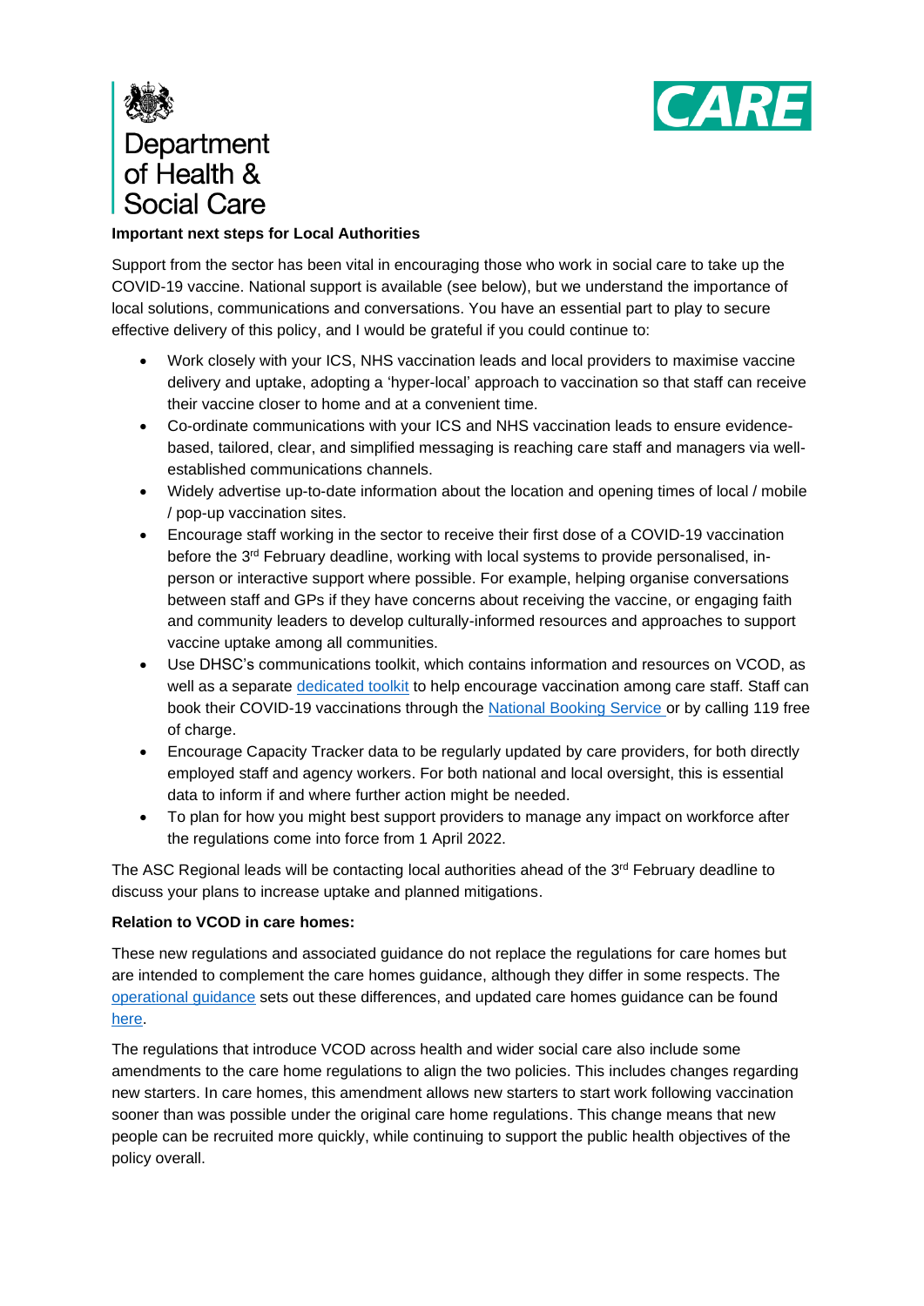**Important next steps for Local Authorities**

Support from the sector has been vital in encouraging those who work in social care to take up the COVID-19 vaccine. National support is available (see below), but we understand the importance of local solutions, communications and conversations. You have an essential part to play to secure effective delivery of this policy, and I would be grateful if you could continue to:

- Work closely with your ICS, NHS vaccination leads and local providers to maximise vaccine delivery and uptake, adopting a 'hyper-local' approach to vaccination so that staff can receive their vaccine closer to home and at a convenient time.
- Co-ordinate communications with your ICS and NHS vaccination leads to ensure evidence-based, tailored, clear, and simplified messaging is reaching care staff and managers via well-established communications channels.
- Widely advertise up-to-date information about the location and opening times of local / mobile / pop-up vaccination sites.
- Encourage staff working in the sector to receive their first dose of a COVID-19 vaccination before the 3rd February deadline, working with local systems to provide personalised, in-person or interactive support where possible. For example, helping organise conversations between staff and GPs if they have concerns about receiving the vaccine, or engaging faith and community leaders to develop culturally-informed resources and approaches to support vaccine uptake among all communities.
- Use DHSC's communications toolkit, which contains information and resources on VCOD, as well as a separate dedicated toolkit to help encourage vaccination among care staff. Staff can book their COVID-19 vaccinations through the National Booking Service or by calling 119 free of charge.
- Encourage Capacity Tracker data to be regularly updated by care providers, for both directly employed staff and agency workers. For both national and local oversight, this is essential data to inform if and where further action might be needed.
- To plan for how you might best support providers to manage any impact on workforce after the regulations come into force from 1 April 2022.

The ASC Regional leads will be contacting local authorities ahead of the 3rd February deadline to discuss your plans to increase uptake and planned mitigations.

**Relation to VCOD in care homes:**

These new regulations and associated guidance do not replace the regulations for care homes but are intended to complement the care homes guidance, although they differ in some respects. The operational guidance sets out these differences, and updated care homes guidance can be found here.

The regulations that introduce VCOD across health and wider social care also include some amendments to the care home regulations to align the two policies. This includes changes regarding new starters. In care homes, this amendment allows new starters to start work following vaccination sooner than was possible under the original care home regulations. This change means that new people can be recruited more quickly, while continuing to support the public health objectives of the policy overall.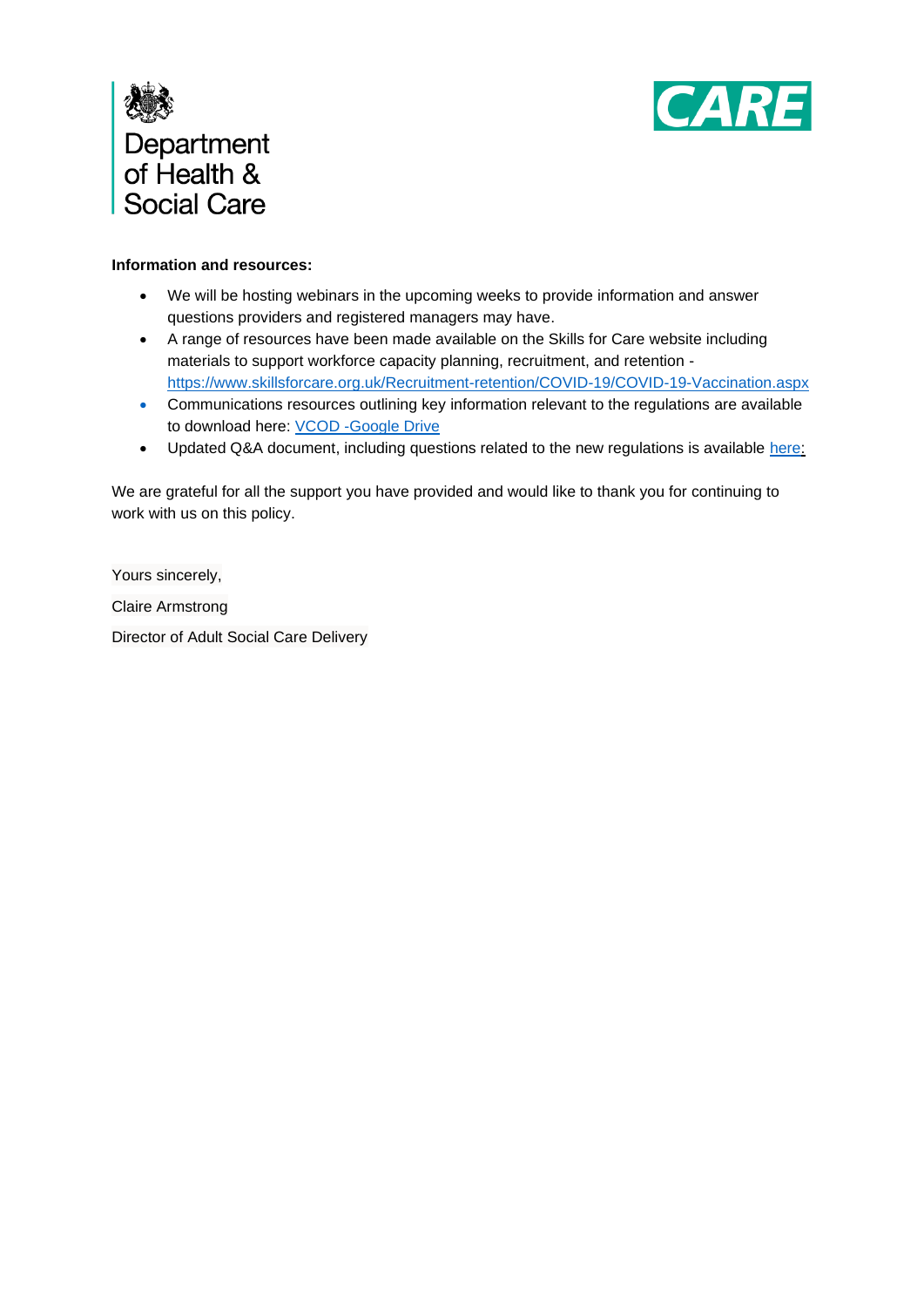**Information and resources:**

- We will be hosting webinars in the upcoming weeks to provide information and answer questions providers and registered managers may have.
- A range of resources have been made available on the Skills for Care website including materials to support workforce capacity planning, recruitment, and retention - https://www.skillsforcare.org.uk/Recruitment-retention/COVID-19/COVID-19-Vaccination.aspx
- Communications resources outlining key information relevant to the regulations are available to download here: VCOD -Google Drive
- Updated Q&A document, including questions related to the new regulations is available here:

We are grateful for all the support you have provided and would like to thank you for continuing to work with us on this policy.

Yours sincerely,

Claire Armstrong

Director of Adult Social Care Delivery